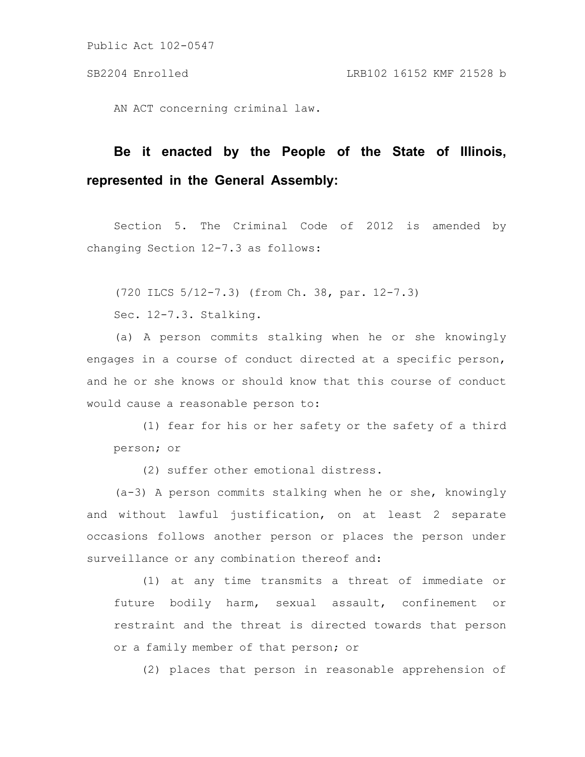Public Act 102-0547

SB2204 Enrolled LRB102 16152 KMF 21528 b

AN ACT concerning criminal law.

**Be it enacted by the People of the State of Illinois, represented in the General Assembly:**

Section 5. The Criminal Code of 2012 is amended by changing Section 12-7.3 as follows:

(720 ILCS 5/12-7.3) (from Ch. 38, par. 12-7.3)

Sec. 12-7.3. Stalking.

(a) A person commits stalking when he or she knowingly engages in a course of conduct directed at a specific person, and he or she knows or should know that this course of conduct would cause a reasonable person to:

(1) fear for his or her safety or the safety of a third person; or

(2) suffer other emotional distress.

(a-3) A person commits stalking when he or she, knowingly and without lawful justification, on at least 2 separate occasions follows another person or places the person under surveillance or any combination thereof and:

(1) at any time transmits a threat of immediate or future bodily harm, sexual assault, confinement or restraint and the threat is directed towards that person or a family member of that person; or

(2) places that person in reasonable apprehension of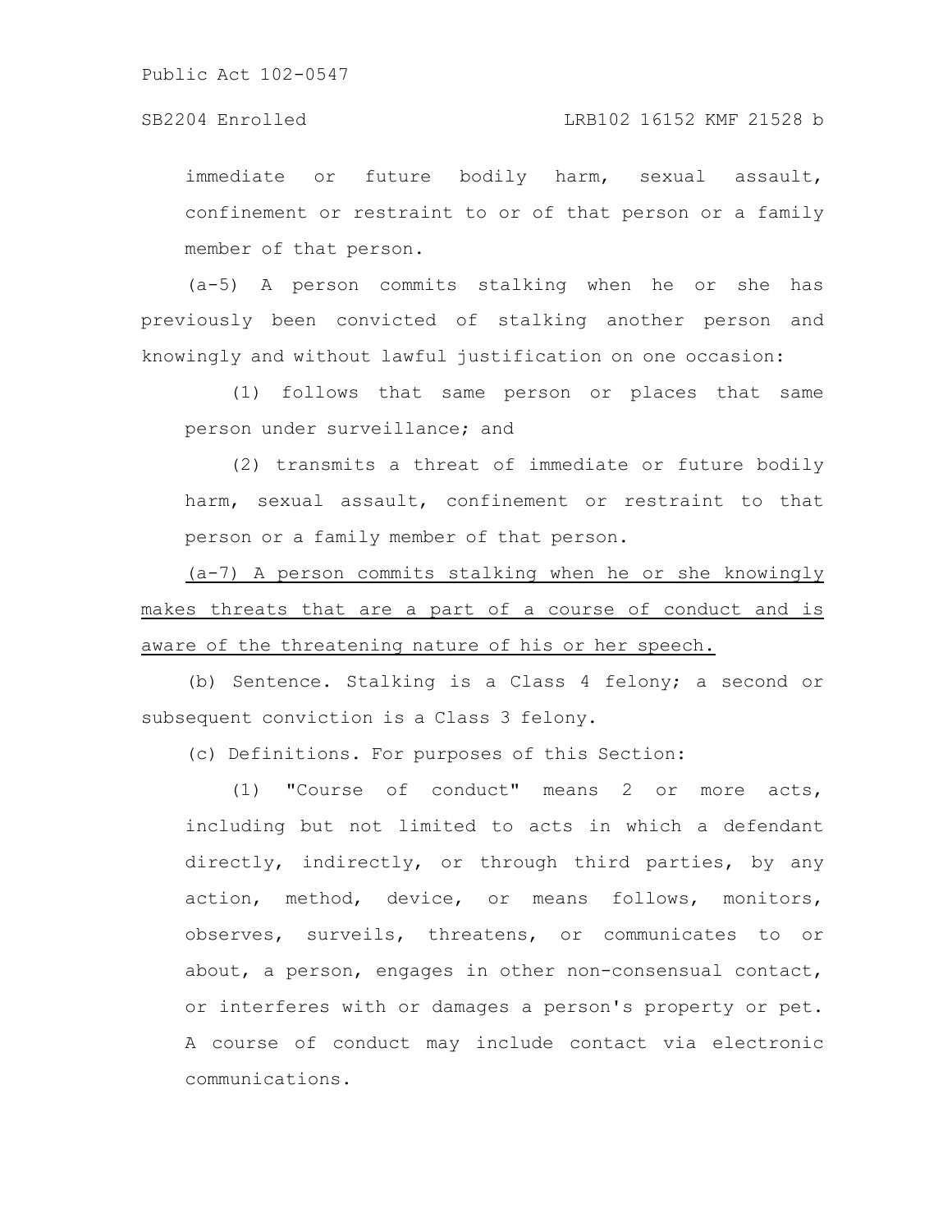immediate or future bodily harm, sexual assault, confinement or restraint to or of that person or a family member of that person.

(a-5) A person commits stalking when he or she has previously been convicted of stalking another person and knowingly and without lawful justification on one occasion:

(1) follows that same person or places that same person under surveillance; and

(2) transmits a threat of immediate or future bodily harm, sexual assault, confinement or restraint to that person or a family member of that person.

<u>(a-7) A person commits stalking when he or she knowingly makes threats that are a part of a course of conduct and is aware of the threatening nature of his or her speech.</u>

(b) Sentence. Stalking is a Class 4 felony; a second or subsequent conviction is a Class 3 felony.

(c) Definitions. For purposes of this Section:

(1) "Course of conduct" means 2 or more acts, including but not limited to acts in which a defendant directly, indirectly, or through third parties, by any action, method, device, or means follows, monitors, observes, surveils, threatens, or communicates to or about, a person, engages in other non-consensual contact, or interferes with or damages a person's property or pet. A course of conduct may include contact via electronic communications.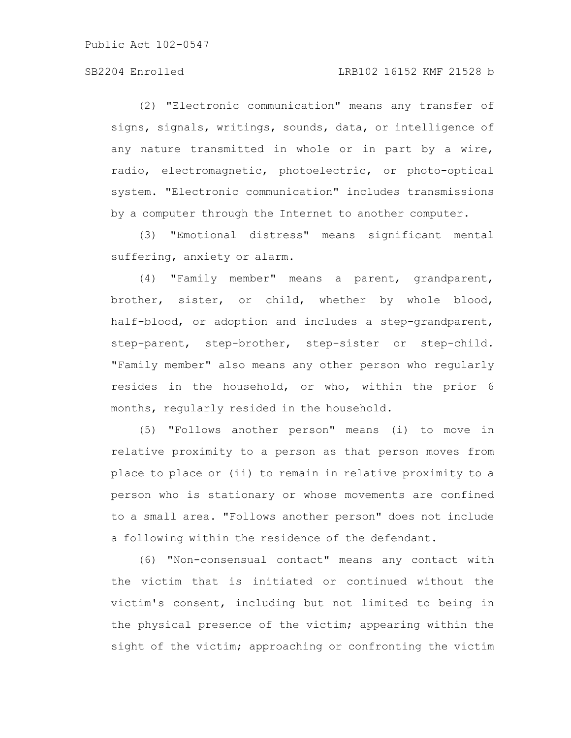(2) "Electronic communication" means any transfer of signs, signals, writings, sounds, data, or intelligence of any nature transmitted in whole or in part by a wire, radio, electromagnetic, photoelectric, or photo-optical system. "Electronic communication" includes transmissions by a computer through the Internet to another computer.

(3) "Emotional distress" means significant mental suffering, anxiety or alarm.

(4) "Family member" means a parent, grandparent, brother, sister, or child, whether by whole blood, half-blood, or adoption and includes a step-grandparent, step-parent, step-brother, step-sister or step-child. "Family member" also means any other person who regularly resides in the household, or who, within the prior 6 months, regularly resided in the household.

(5) "Follows another person" means (i) to move in relative proximity to a person as that person moves from place to place or (ii) to remain in relative proximity to a person who is stationary or whose movements are confined to a small area. "Follows another person" does not include a following within the residence of the defendant.

(6) "Non-consensual contact" means any contact with the victim that is initiated or continued without the victim's consent, including but not limited to being in the physical presence of the victim; appearing within the sight of the victim; approaching or confronting the victim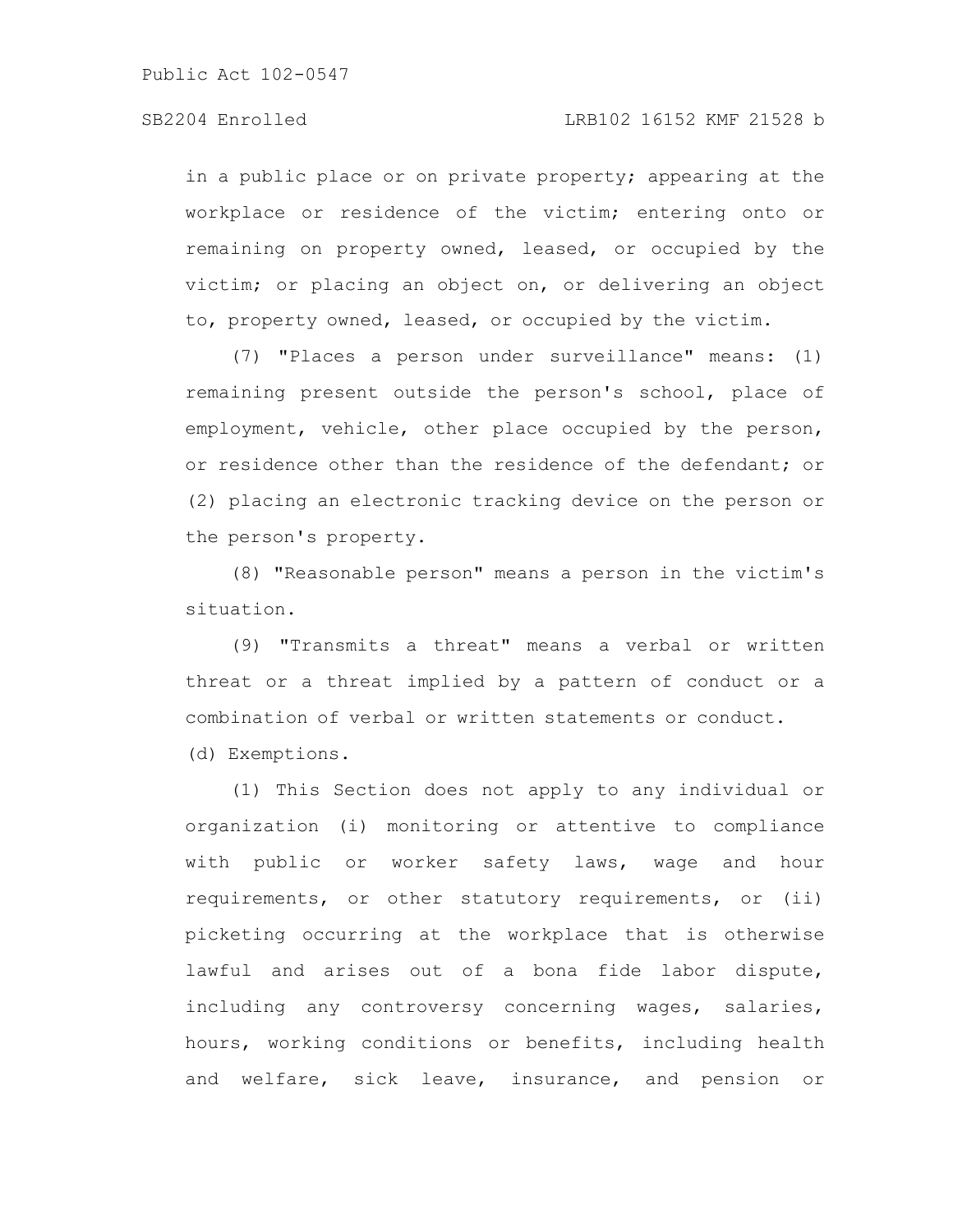in a public place or on private property; appearing at the workplace or residence of the victim; entering onto or remaining on property owned, leased, or occupied by the victim; or placing an object on, or delivering an object to, property owned, leased, or occupied by the victim.

(7) "Places a person under surveillance" means: (1) remaining present outside the person's school, place of employment, vehicle, other place occupied by the person, or residence other than the residence of the defendant; or (2) placing an electronic tracking device on the person or the person's property.

(8) "Reasonable person" means a person in the victim's situation.

(9) "Transmits a threat" means a verbal or written threat or a threat implied by a pattern of conduct or a combination of verbal or written statements or conduct.

(d) Exemptions.

(1) This Section does not apply to any individual or organization (i) monitoring or attentive to compliance with public or worker safety laws, wage and hour requirements, or other statutory requirements, or (ii) picketing occurring at the workplace that is otherwise lawful and arises out of a bona fide labor dispute, including any controversy concerning wages, salaries, hours, working conditions or benefits, including health and welfare, sick leave, insurance, and pension or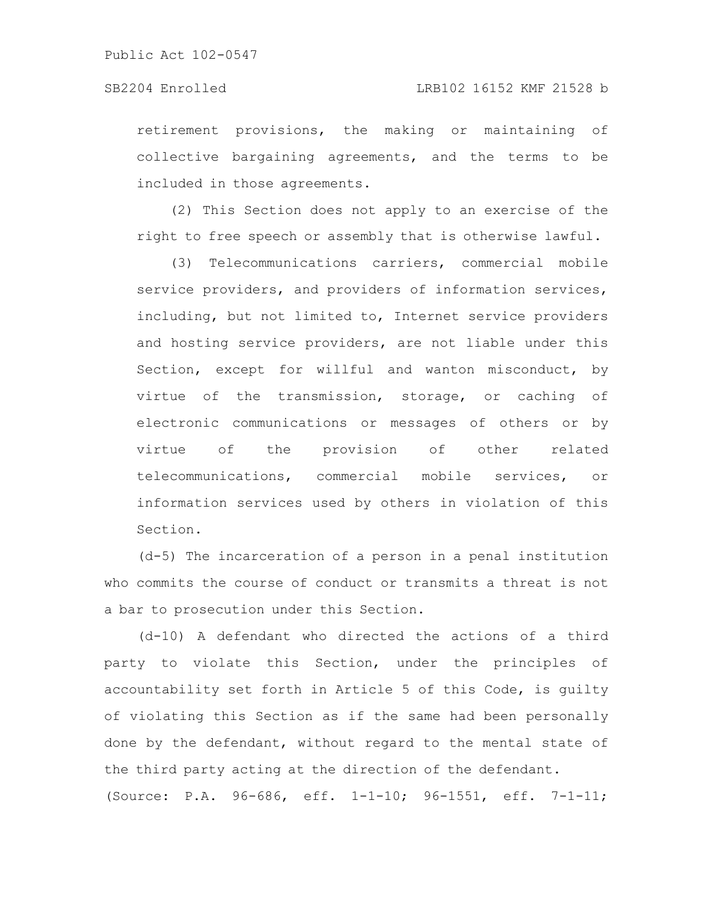retirement provisions, the making or maintaining of collective bargaining agreements, and the terms to be included in those agreements.

(2) This Section does not apply to an exercise of the right to free speech or assembly that is otherwise lawful.

(3) Telecommunications carriers, commercial mobile service providers, and providers of information services, including, but not limited to, Internet service providers and hosting service providers, are not liable under this Section, except for willful and wanton misconduct, by virtue of the transmission, storage, or caching of electronic communications or messages of others or by virtue of the provision of other related telecommunications, commercial mobile services, or information services used by others in violation of this Section.

(d-5) The incarceration of a person in a penal institution who commits the course of conduct or transmits a threat is not a bar to prosecution under this Section.

(d-10) A defendant who directed the actions of a third party to violate this Section, under the principles of accountability set forth in Article 5 of this Code, is guilty of violating this Section as if the same had been personally done by the defendant, without regard to the mental state of the third party acting at the direction of the defendant.

(Source: P.A. 96-686, eff. 1-1-10; 96-1551, eff. 7-1-11;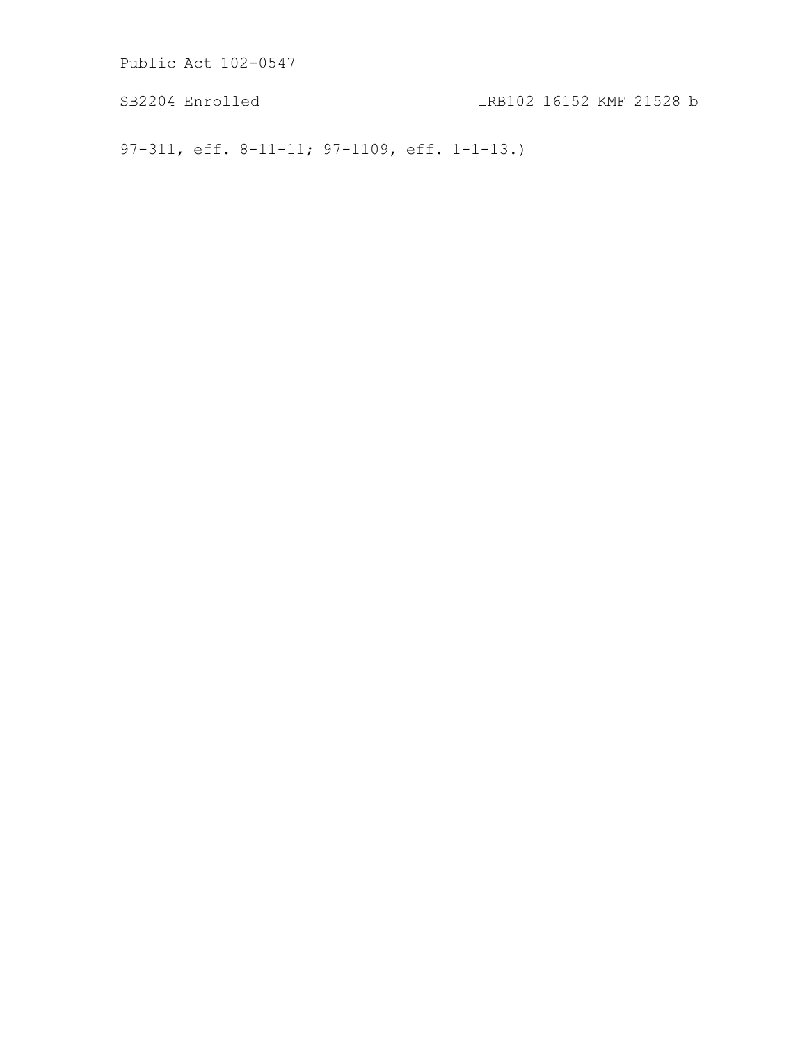97-311, eff. 8-11-11; 97-1109, eff. 1-1-13.)